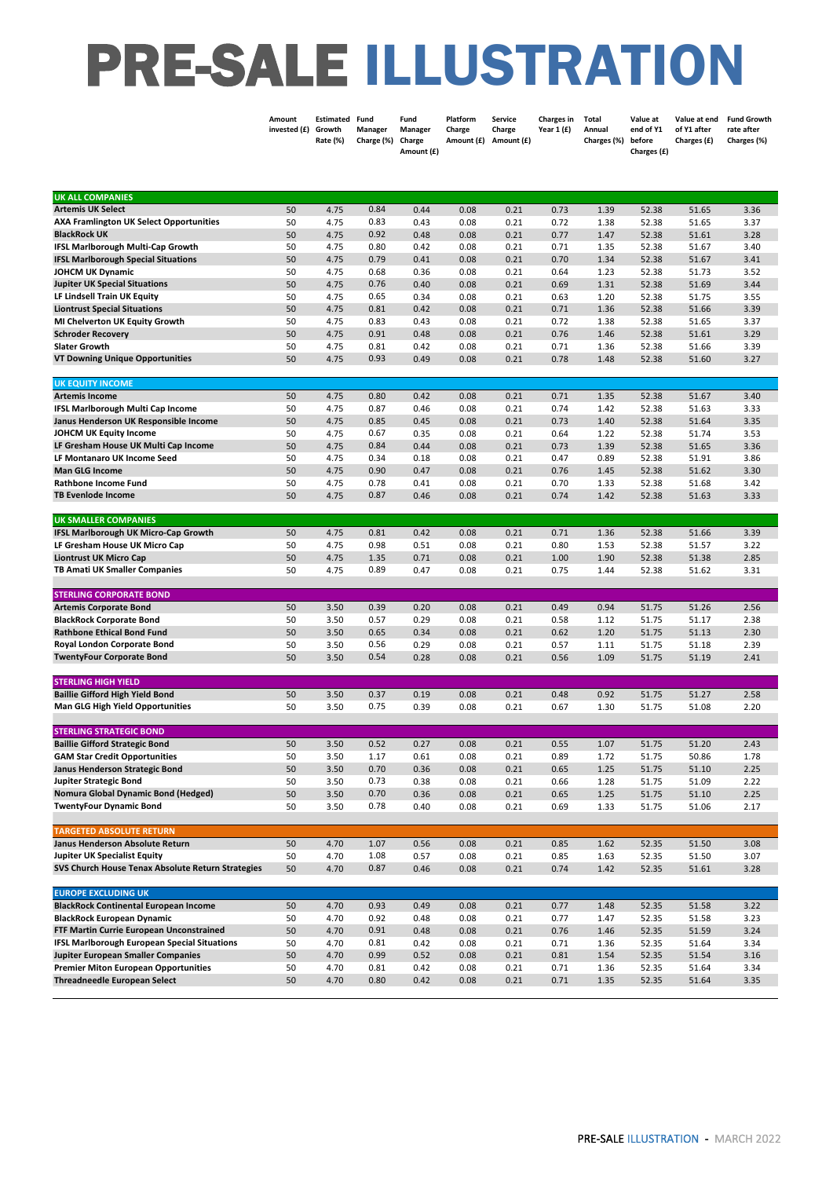# PRE-SALE ILLUSTRATION

| | Amount invested (£) | Estimated Growth Rate (%) | Fund Manager Charge (%) | Fund Manager Charge Amount (£) | Platform Charge Amount (£) | Service Charge Amount (£) | Charges in Year 1 (£) | Total Annual Charges (%) | Value at end of Y1 before Charges (£) | Value at end of Y1 after Charges (£) | Fund Growth rate after Charges (%) |
|---|---|---|---|---|---|---|---|---|---|---|---|
| **UK ALL COMPANIES** | | | | | | | | | | | |
| **Artemis UK Select** | 50 | 4.75 | 0.84 | 0.44 | 0.08 | 0.21 | 0.73 | 1.39 | 52.38 | 51.65 | 3.36 |
| **AXA Framlington UK Select Opportunities** | 50 | 4.75 | 0.83 | 0.43 | 0.08 | 0.21 | 0.72 | 1.38 | 52.38 | 51.65 | 3.37 |
| **BlackRock UK** | 50 | 4.75 | 0.92 | 0.48 | 0.08 | 0.21 | 0.77 | 1.47 | 52.38 | 51.61 | 3.28 |
| **IFSL Marlborough Multi-Cap Growth** | 50 | 4.75 | 0.80 | 0.42 | 0.08 | 0.21 | 0.71 | 1.35 | 52.38 | 51.67 | 3.40 |
| **IFSL Marlborough Special Situations** | 50 | 4.75 | 0.79 | 0.41 | 0.08 | 0.21 | 0.70 | 1.34 | 52.38 | 51.67 | 3.41 |
| **JOHCM UK Dynamic** | 50 | 4.75 | 0.68 | 0.36 | 0.08 | 0.21 | 0.64 | 1.23 | 52.38 | 51.73 | 3.52 |
| **Jupiter UK Special Situations** | 50 | 4.75 | 0.76 | 0.40 | 0.08 | 0.21 | 0.69 | 1.31 | 52.38 | 51.69 | 3.44 |
| **LF Lindsell Train UK Equity** | 50 | 4.75 | 0.65 | 0.34 | 0.08 | 0.21 | 0.63 | 1.20 | 52.38 | 51.75 | 3.55 |
| **Liontrust Special Situations** | 50 | 4.75 | 0.81 | 0.42 | 0.08 | 0.21 | 0.71 | 1.36 | 52.38 | 51.66 | 3.39 |
| **MI Chelverton UK Equity Growth** | 50 | 4.75 | 0.83 | 0.43 | 0.08 | 0.21 | 0.72 | 1.38 | 52.38 | 51.65 | 3.37 |
| **Schroder Recovery** | 50 | 4.75 | 0.91 | 0.48 | 0.08 | 0.21 | 0.76 | 1.46 | 52.38 | 51.61 | 3.29 |
| **Slater Growth** | 50 | 4.75 | 0.81 | 0.42 | 0.08 | 0.21 | 0.71 | 1.36 | 52.38 | 51.66 | 3.39 |
| **VT Downing Unique Opportunities** | 50 | 4.75 | 0.93 | 0.49 | 0.08 | 0.21 | 0.78 | 1.48 | 52.38 | 51.60 | 3.27 |
| **UK EQUITY INCOME** | | | | | | | | | | | |
| **Artemis Income** | 50 | 4.75 | 0.80 | 0.42 | 0.08 | 0.21 | 0.71 | 1.35 | 52.38 | 51.67 | 3.40 |
| **IFSL Marlborough Multi Cap Income** | 50 | 4.75 | 0.87 | 0.46 | 0.08 | 0.21 | 0.74 | 1.42 | 52.38 | 51.63 | 3.33 |
| **Janus Henderson UK Responsible Income** | 50 | 4.75 | 0.85 | 0.45 | 0.08 | 0.21 | 0.73 | 1.40 | 52.38 | 51.64 | 3.35 |
| **JOHCM UK Equity Income** | 50 | 4.75 | 0.67 | 0.35 | 0.08 | 0.21 | 0.64 | 1.22 | 52.38 | 51.74 | 3.53 |
| **LF Gresham House UK Multi Cap Income** | 50 | 4.75 | 0.84 | 0.44 | 0.08 | 0.21 | 0.73 | 1.39 | 52.38 | 51.65 | 3.36 |
| **LF Montanaro UK Income Seed** | 50 | 4.75 | 0.34 | 0.18 | 0.08 | 0.21 | 0.47 | 0.89 | 52.38 | 51.91 | 3.86 |
| **Man GLG Income** | 50 | 4.75 | 0.90 | 0.47 | 0.08 | 0.21 | 0.76 | 1.45 | 52.38 | 51.62 | 3.30 |
| **Rathbone Income Fund** | 50 | 4.75 | 0.78 | 0.41 | 0.08 | 0.21 | 0.70 | 1.33 | 52.38 | 51.68 | 3.42 |
| **TB Evenlode Income** | 50 | 4.75 | 0.87 | 0.46 | 0.08 | 0.21 | 0.74 | 1.42 | 52.38 | 51.63 | 3.33 |
| **UK SMALLER COMPANIES** | | | | | | | | | | | |
| **IFSL Marlborough UK Micro-Cap Growth** | 50 | 4.75 | 0.81 | 0.42 | 0.08 | 0.21 | 0.71 | 1.36 | 52.38 | 51.66 | 3.39 |
| **LF Gresham House UK Micro Cap** | 50 | 4.75 | 0.98 | 0.51 | 0.08 | 0.21 | 0.80 | 1.53 | 52.38 | 51.57 | 3.22 |
| **Liontrust UK Micro Cap** | 50 | 4.75 | 1.35 | 0.71 | 0.08 | 0.21 | 1.00 | 1.90 | 52.38 | 51.38 | 2.85 |
| **TB Amati UK Smaller Companies** | 50 | 4.75 | 0.89 | 0.47 | 0.08 | 0.21 | 0.75 | 1.44 | 52.38 | 51.62 | 3.31 |
| **STERLING CORPORATE BOND** | | | | | | | | | | | |
| **Artemis Corporate Bond** | 50 | 3.50 | 0.39 | 0.20 | 0.08 | 0.21 | 0.49 | 0.94 | 51.75 | 51.26 | 2.56 |
| **BlackRock Corporate Bond** | 50 | 3.50 | 0.57 | 0.29 | 0.08 | 0.21 | 0.58 | 1.12 | 51.75 | 51.17 | 2.38 |
| **Rathbone Ethical Bond Fund** | 50 | 3.50 | 0.65 | 0.34 | 0.08 | 0.21 | 0.62 | 1.20 | 51.75 | 51.13 | 2.30 |
| **Royal London Corporate Bond** | 50 | 3.50 | 0.56 | 0.29 | 0.08 | 0.21 | 0.57 | 1.11 | 51.75 | 51.18 | 2.39 |
| **TwentyFour Corporate Bond** | 50 | 3.50 | 0.54 | 0.28 | 0.08 | 0.21 | 0.56 | 1.09 | 51.75 | 51.19 | 2.41 |
| **STERLING HIGH YIELD** | | | | | | | | | | | |
| **Baillie Gifford High Yield Bond** | 50 | 3.50 | 0.37 | 0.19 | 0.08 | 0.21 | 0.48 | 0.92 | 51.75 | 51.27 | 2.58 |
| **Man GLG High Yield Opportunities** | 50 | 3.50 | 0.75 | 0.39 | 0.08 | 0.21 | 0.67 | 1.30 | 51.75 | 51.08 | 2.20 |
| **STERLING STRATEGIC BOND** | | | | | | | | | | | |
| **Baillie Gifford Strategic Bond** | 50 | 3.50 | 0.52 | 0.27 | 0.08 | 0.21 | 0.55 | 1.07 | 51.75 | 51.20 | 2.43 |
| **GAM Star Credit Opportunities** | 50 | 3.50 | 1.17 | 0.61 | 0.08 | 0.21 | 0.89 | 1.72 | 51.75 | 50.86 | 1.78 |
| **Janus Henderson Strategic Bond** | 50 | 3.50 | 0.70 | 0.36 | 0.08 | 0.21 | 0.65 | 1.25 | 51.75 | 51.10 | 2.25 |
| **Jupiter Strategic Bond** | 50 | 3.50 | 0.73 | 0.38 | 0.08 | 0.21 | 0.66 | 1.28 | 51.75 | 51.09 | 2.22 |
| **Nomura Global Dynamic Bond (Hedged)** | 50 | 3.50 | 0.70 | 0.36 | 0.08 | 0.21 | 0.65 | 1.25 | 51.75 | 51.10 | 2.25 |
| **TwentyFour Dynamic Bond** | 50 | 3.50 | 0.78 | 0.40 | 0.08 | 0.21 | 0.69 | 1.33 | 51.75 | 51.06 | 2.17 |
| **TARGETED ABSOLUTE RETURN** | | | | | | | | | | | |
| **Janus Henderson Absolute Return** | 50 | 4.70 | 1.07 | 0.56 | 0.08 | 0.21 | 0.85 | 1.62 | 52.35 | 51.50 | 3.08 |
| **Jupiter UK Specialist Equity** | 50 | 4.70 | 1.08 | 0.57 | 0.08 | 0.21 | 0.85 | 1.63 | 52.35 | 51.50 | 3.07 |
| **SVS Church House Tenax Absolute Return Strategies** | 50 | 4.70 | 0.87 | 0.46 | 0.08 | 0.21 | 0.74 | 1.42 | 52.35 | 51.61 | 3.28 |
| **EUROPE EXCLUDING UK** | | | | | | | | | | | |
| **BlackRock Continental European Income** | 50 | 4.70 | 0.93 | 0.49 | 0.08 | 0.21 | 0.77 | 1.48 | 52.35 | 51.58 | 3.22 |
| **BlackRock European Dynamic** | 50 | 4.70 | 0.92 | 0.48 | 0.08 | 0.21 | 0.77 | 1.47 | 52.35 | 51.58 | 3.23 |
| **FTF Martin Currie European Unconstrained** | 50 | 4.70 | 0.91 | 0.48 | 0.08 | 0.21 | 0.76 | 1.46 | 52.35 | 51.59 | 3.24 |
| **IFSL Marlborough European Special Situations** | 50 | 4.70 | 0.81 | 0.42 | 0.08 | 0.21 | 0.71 | 1.36 | 52.35 | 51.64 | 3.34 |
| **Jupiter European Smaller Companies** | 50 | 4.70 | 0.99 | 0.52 | 0.08 | 0.21 | 0.81 | 1.54 | 52.35 | 51.54 | 3.16 |
| **Premier Miton European Opportunities** | 50 | 4.70 | 0.81 | 0.42 | 0.08 | 0.21 | 0.71 | 1.36 | 52.35 | 51.64 | 3.34 |
| **Threadneedle European Select** | 50 | 4.70 | 0.80 | 0.42 | 0.08 | 0.21 | 0.71 | 1.35 | 52.35 | 51.64 | 3.35 |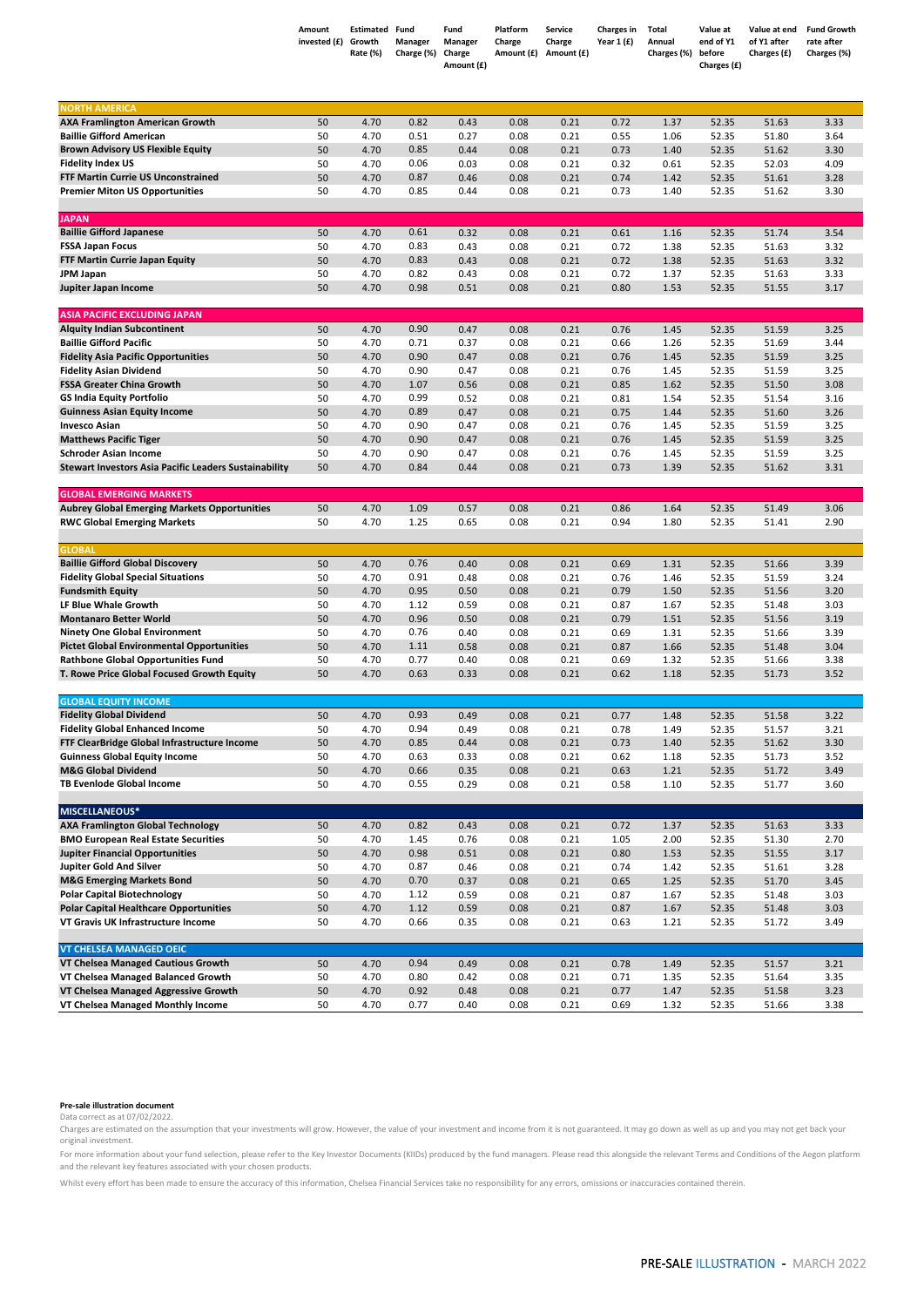| | Amount invested (£) | Estimated Growth Rate (%) | Fund Manager Charge (%) | Fund Manager Charge Amount (£) | Platform Charge Amount (£) | Service Charge Amount (£) | Charges in Year 1 (£) | Total Annual Charges (%) | Value at end of Y1 before Charges (£) | Value at end of Y1 after Charges (£) | Fund Growth rate after Charges (%) |
|---|---|---|---|---|---|---|---|---|---|---|---|
| **NORTH AMERICA** | | | | | | | | | | | |
| **AXA Framlington American Growth** | 50 | 4.70 | 0.82 | 0.43 | 0.08 | 0.21 | 0.72 | 1.37 | 52.35 | 51.63 | 3.33 |
| **Baillie Gifford American** | 50 | 4.70 | 0.51 | 0.27 | 0.08 | 0.21 | 0.55 | 1.06 | 52.35 | 51.80 | 3.64 |
| **Brown Advisory US Flexible Equity** | 50 | 4.70 | 0.85 | 0.44 | 0.08 | 0.21 | 0.73 | 1.40 | 52.35 | 51.62 | 3.30 |
| **Fidelity Index US** | 50 | 4.70 | 0.06 | 0.03 | 0.08 | 0.21 | 0.32 | 0.61 | 52.35 | 52.03 | 4.09 |
| **FTF Martin Currie US Unconstrained** | 50 | 4.70 | 0.87 | 0.46 | 0.08 | 0.21 | 0.74 | 1.42 | 52.35 | 51.61 | 3.28 |
| **Premier Miton US Opportunities** | 50 | 4.70 | 0.85 | 0.44 | 0.08 | 0.21 | 0.73 | 1.40 | 52.35 | 51.62 | 3.30 |
| **JAPAN** | | | | | | | | | | | |
| **Baillie Gifford Japanese** | 50 | 4.70 | 0.61 | 0.32 | 0.08 | 0.21 | 0.61 | 1.16 | 52.35 | 51.74 | 3.54 |
| **FSSA Japan Focus** | 50 | 4.70 | 0.83 | 0.43 | 0.08 | 0.21 | 0.72 | 1.38 | 52.35 | 51.63 | 3.32 |
| **FTF Martin Currie Japan Equity** | 50 | 4.70 | 0.83 | 0.43 | 0.08 | 0.21 | 0.72 | 1.38 | 52.35 | 51.63 | 3.32 |
| **JPM Japan** | 50 | 4.70 | 0.82 | 0.43 | 0.08 | 0.21 | 0.72 | 1.37 | 52.35 | 51.63 | 3.33 |
| **Jupiter Japan Income** | 50 | 4.70 | 0.98 | 0.51 | 0.08 | 0.21 | 0.80 | 1.53 | 52.35 | 51.55 | 3.17 |
| **ASIA PACIFIC EXCLUDING JAPAN** | | | | | | | | | | | |
| **Alquity Indian Subcontinent** | 50 | 4.70 | 0.90 | 0.47 | 0.08 | 0.21 | 0.76 | 1.45 | 52.35 | 51.59 | 3.25 |
| **Baillie Gifford Pacific** | 50 | 4.70 | 0.71 | 0.37 | 0.08 | 0.21 | 0.66 | 1.26 | 52.35 | 51.69 | 3.44 |
| **Fidelity Asia Pacific Opportunities** | 50 | 4.70 | 0.90 | 0.47 | 0.08 | 0.21 | 0.76 | 1.45 | 52.35 | 51.59 | 3.25 |
| **Fidelity Asian Dividend** | 50 | 4.70 | 0.90 | 0.47 | 0.08 | 0.21 | 0.76 | 1.45 | 52.35 | 51.59 | 3.25 |
| **FSSA Greater China Growth** | 50 | 4.70 | 1.07 | 0.56 | 0.08 | 0.21 | 0.85 | 1.62 | 52.35 | 51.50 | 3.08 |
| **GS India Equity Portfolio** | 50 | 4.70 | 0.99 | 0.52 | 0.08 | 0.21 | 0.81 | 1.54 | 52.35 | 51.54 | 3.16 |
| **Guinness Asian Equity Income** | 50 | 4.70 | 0.89 | 0.47 | 0.08 | 0.21 | 0.75 | 1.44 | 52.35 | 51.60 | 3.26 |
| **Invesco Asian** | 50 | 4.70 | 0.90 | 0.47 | 0.08 | 0.21 | 0.76 | 1.45 | 52.35 | 51.59 | 3.25 |
| **Matthews Pacific Tiger** | 50 | 4.70 | 0.90 | 0.47 | 0.08 | 0.21 | 0.76 | 1.45 | 52.35 | 51.59 | 3.25 |
| **Schroder Asian Income** | 50 | 4.70 | 0.90 | 0.47 | 0.08 | 0.21 | 0.76 | 1.45 | 52.35 | 51.59 | 3.25 |
| **Stewart Investors Asia Pacific Leaders Sustainability** | 50 | 4.70 | 0.84 | 0.44 | 0.08 | 0.21 | 0.73 | 1.39 | 52.35 | 51.62 | 3.31 |
| **GLOBAL EMERGING MARKETS** | | | | | | | | | | | |
| **Aubrey Global Emerging Markets Opportunities** | 50 | 4.70 | 1.09 | 0.57 | 0.08 | 0.21 | 0.86 | 1.64 | 52.35 | 51.49 | 3.06 |
| **RWC Global Emerging Markets** | 50 | 4.70 | 1.25 | 0.65 | 0.08 | 0.21 | 0.94 | 1.80 | 52.35 | 51.41 | 2.90 |
| **GLOBAL** | | | | | | | | | | | |
| **Baillie Gifford Global Discovery** | 50 | 4.70 | 0.76 | 0.40 | 0.08 | 0.21 | 0.69 | 1.31 | 52.35 | 51.66 | 3.39 |
| **Fidelity Global Special Situations** | 50 | 4.70 | 0.91 | 0.48 | 0.08 | 0.21 | 0.76 | 1.46 | 52.35 | 51.59 | 3.24 |
| **Fundsmith Equity** | 50 | 4.70 | 0.95 | 0.50 | 0.08 | 0.21 | 0.79 | 1.50 | 52.35 | 51.56 | 3.20 |
| **LF Blue Whale Growth** | 50 | 4.70 | 1.12 | 0.59 | 0.08 | 0.21 | 0.87 | 1.67 | 52.35 | 51.48 | 3.03 |
| **Montanaro Better World** | 50 | 4.70 | 0.96 | 0.50 | 0.08 | 0.21 | 0.79 | 1.51 | 52.35 | 51.56 | 3.19 |
| **Ninety One Global Environment** | 50 | 4.70 | 0.76 | 0.40 | 0.08 | 0.21 | 0.69 | 1.31 | 52.35 | 51.66 | 3.39 |
| **Pictet Global Environmental Opportunities** | 50 | 4.70 | 1.11 | 0.58 | 0.08 | 0.21 | 0.87 | 1.66 | 52.35 | 51.48 | 3.04 |
| **Rathbone Global Opportunities Fund** | 50 | 4.70 | 0.77 | 0.40 | 0.08 | 0.21 | 0.69 | 1.32 | 52.35 | 51.66 | 3.38 |
| **T. Rowe Price Global Focused Growth Equity** | 50 | 4.70 | 0.63 | 0.33 | 0.08 | 0.21 | 0.62 | 1.18 | 52.35 | 51.73 | 3.52 |
| **GLOBAL EQUITY INCOME** | | | | | | | | | | | |
| **Fidelity Global Dividend** | 50 | 4.70 | 0.93 | 0.49 | 0.08 | 0.21 | 0.77 | 1.48 | 52.35 | 51.58 | 3.22 |
| **Fidelity Global Enhanced Income** | 50 | 4.70 | 0.94 | 0.49 | 0.08 | 0.21 | 0.78 | 1.49 | 52.35 | 51.57 | 3.21 |
| **FTF ClearBridge Global Infrastructure Income** | 50 | 4.70 | 0.85 | 0.44 | 0.08 | 0.21 | 0.73 | 1.40 | 52.35 | 51.62 | 3.30 |
| **Guinness Global Equity Income** | 50 | 4.70 | 0.63 | 0.33 | 0.08 | 0.21 | 0.62 | 1.18 | 52.35 | 51.73 | 3.52 |
| **M&G Global Dividend** | 50 | 4.70 | 0.66 | 0.35 | 0.08 | 0.21 | 0.63 | 1.21 | 52.35 | 51.72 | 3.49 |
| **TB Evenlode Global Income** | 50 | 4.70 | 0.55 | 0.29 | 0.08 | 0.21 | 0.58 | 1.10 | 52.35 | 51.77 | 3.60 |
| **MISCELLANEOUS*** | | | | | | | | | | | |
| **AXA Framlington Global Technology** | 50 | 4.70 | 0.82 | 0.43 | 0.08 | 0.21 | 0.72 | 1.37 | 52.35 | 51.63 | 3.33 |
| **BMO European Real Estate Securities** | 50 | 4.70 | 1.45 | 0.76 | 0.08 | 0.21 | 1.05 | 2.00 | 52.35 | 51.30 | 2.70 |
| **Jupiter Financial Opportunities** | 50 | 4.70 | 0.98 | 0.51 | 0.08 | 0.21 | 0.80 | 1.53 | 52.35 | 51.55 | 3.17 |
| **Jupiter Gold And Silver** | 50 | 4.70 | 0.87 | 0.46 | 0.08 | 0.21 | 0.74 | 1.42 | 52.35 | 51.61 | 3.28 |
| **M&G Emerging Markets Bond** | 50 | 4.70 | 0.70 | 0.37 | 0.08 | 0.21 | 0.65 | 1.25 | 52.35 | 51.70 | 3.45 |
| **Polar Capital Biotechnology** | 50 | 4.70 | 1.12 | 0.59 | 0.08 | 0.21 | 0.87 | 1.67 | 52.35 | 51.48 | 3.03 |
| **Polar Capital Healthcare Opportunities** | 50 | 4.70 | 1.12 | 0.59 | 0.08 | 0.21 | 0.87 | 1.67 | 52.35 | 51.48 | 3.03 |
| **VT Gravis UK Infrastructure Income** | 50 | 4.70 | 0.66 | 0.35 | 0.08 | 0.21 | 0.63 | 1.21 | 52.35 | 51.72 | 3.49 |
| **VT CHELSEA MANAGED OEIC** | | | | | | | | | | | |
| **VT Chelsea Managed Cautious Growth** | 50 | 4.70 | 0.94 | 0.49 | 0.08 | 0.21 | 0.78 | 1.49 | 52.35 | 51.57 | 3.21 |
| **VT Chelsea Managed Balanced Growth** | 50 | 4.70 | 0.80 | 0.42 | 0.08 | 0.21 | 0.71 | 1.35 | 52.35 | 51.64 | 3.35 |
| **VT Chelsea Managed Aggressive Growth** | 50 | 4.70 | 0.92 | 0.48 | 0.08 | 0.21 | 0.77 | 1.47 | 52.35 | 51.58 | 3.23 |
| **VT Chelsea Managed Monthly Income** | 50 | 4.70 | 0.77 | 0.40 | 0.08 | 0.21 | 0.69 | 1.32 | 52.35 | 51.66 | 3.38 |

**Pre-sale illustration document**

Data correct as at 07/02/2022.

Charges are estimated on the assumption that your investments will grow. However, the value of your investment and income from it is not guaranteed. It may go down as well as up and you may not get back your original investment.

For more information about your fund selection, please refer to the Key Investor Documents (KIIDs) produced by the fund managers. Please read this alongside the relevant Terms and Conditions of the Aegon platform and the relevant key features associated with your chosen products.

Whilst every effort has been made to ensure the accuracy of this information, Chelsea Financial Services take no responsibility for any errors, omissions or inaccuracies contained therein.